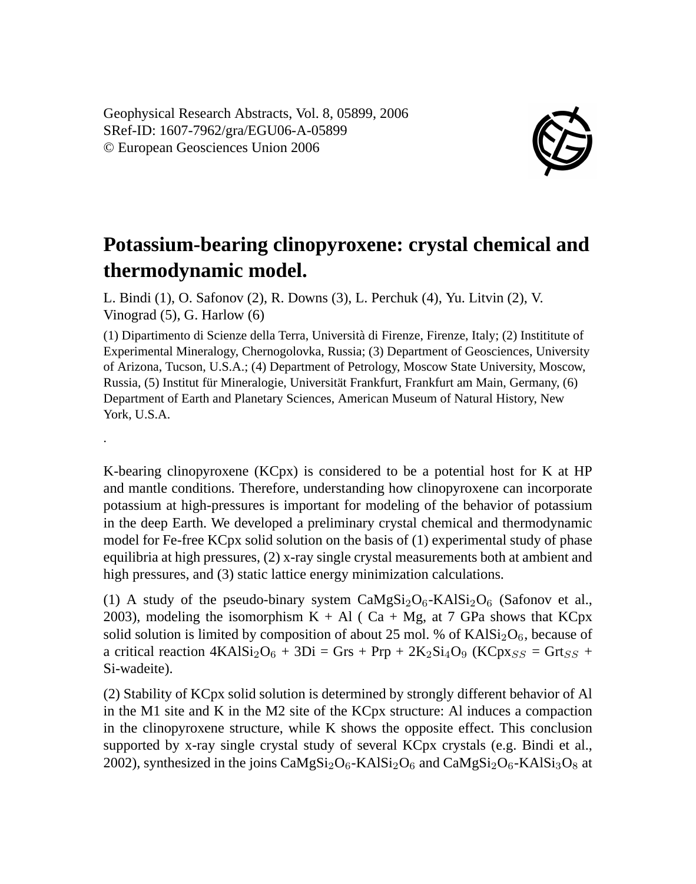Geophysical Research Abstracts, Vol. 8, 05899, 2006
SRef-ID: 1607-7962/gra/EGU06-A-05899
© European Geosciences Union 2006

# Potassium-bearing clinopyroxene: crystal chemical and thermodynamic model.

L. Bindi (1), O. Safonov (2), R. Downs (3), L. Perchuk (4), Yu. Litvin (2), V. Vinograd (5), G. Harlow (6)

(1) Dipartimento di Scienze della Terra, Università di Firenze, Firenze, Italy; (2) Instititute of Experimental Mineralogy, Chernogolovka, Russia; (3) Department of Geosciences, University of Arizona, Tucson, U.S.A.; (4) Department of Petrology, Moscow State University, Moscow, Russia, (5) Institut für Mineralogie, Universität Frankfurt, Frankfurt am Main, Germany, (6) Department of Earth and Planetary Sciences, American Museum of Natural History, New York, U.S.A.

.

K-bearing clinopyroxene (KCpx) is considered to be a potential host for K at HP and mantle conditions. Therefore, understanding how clinopyroxene can incorporate potassium at high-pressures is important for modeling of the behavior of potassium in the deep Earth. We developed a preliminary crystal chemical and thermodynamic model for Fe-free KCpx solid solution on the basis of (1) experimental study of phase equilibria at high pressures, (2) x-ray single crystal measurements both at ambient and high pressures, and (3) static lattice energy minimization calculations.

(1) A study of the pseudo-binary system $CaMgSi_2O_6$-$KAlSi_2O_6$ (Safonov et al., 2003), modeling the isomorphism K + Al ( Ca + Mg, at 7 GPa shows that KCpx solid solution is limited by composition of about 25 mol. % of $KAlSi_2O_6$, because of a critical reaction $4KAlSi_2O_6$ + 3Di = Grs + Prp + $2K_2Si_4O_9$ ($KCpx_{SS}$ = $Grt_{SS}$ + Si-wadeite).

(2) Stability of KCpx solid solution is determined by strongly different behavior of Al in the M1 site and K in the M2 site of the KCpx structure: Al induces a compaction in the clinopyroxene structure, while K shows the opposite effect. This conclusion supported by x-ray single crystal study of several KCpx crystals (e.g. Bindi et al., 2002), synthesized in the joins $CaMgSi_2O_6$-$KAlSi_2O_6$ and $CaMgSi_2O_6$-$KAlSi_3O_8$ at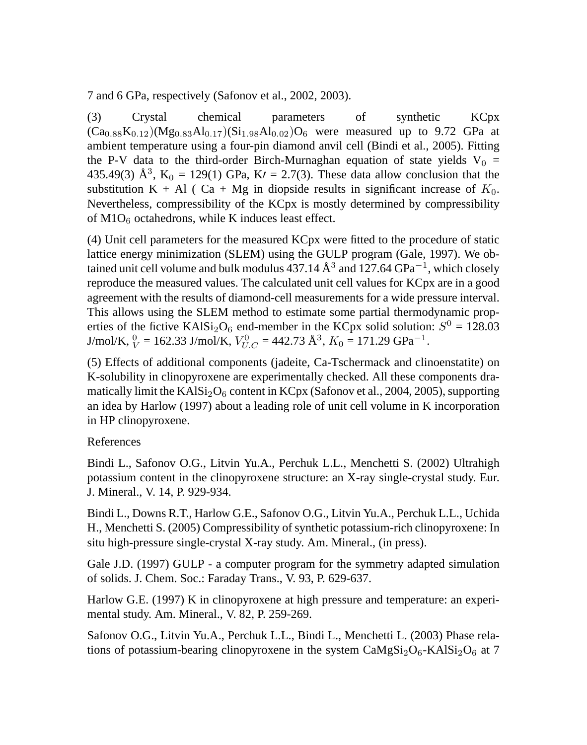7 and 6 GPa, respectively (Safonov et al., 2002, 2003).

(3) Crystal chemical parameters of synthetic KCpx $(Ca_{0.88}K_{0.12})(Mg_{0.83}Al_{0.17})(Si_{1.98}Al_{0.02})O_6$ were measured up to 9.72 GPa at ambient temperature using a four-pin diamond anvil cell (Bindi et al., 2005). Fitting the P-V data to the third-order Birch-Murnaghan equation of state yields $V_0$ = 435.49(3) Å$^3$, $K_0$ = 129(1) GPa, K′ = 2.7(3). These data allow conclusion that the substitution K + Al ( Ca + Mg in diopside results in significant increase of $K_0$. Nevertheless, compressibility of the KCpx is mostly determined by compressibility of $M1O_6$ octahedrons, while K induces least effect.

(4) Unit cell parameters for the measured KCpx were fitted to the procedure of static lattice energy minimization (SLEM) using the GULP program (Gale, 1997). We obtained unit cell volume and bulk modulus 437.14 Å$^3$ and 127.64 GPa$^{-1}$, which closely reproduce the measured values. The calculated unit cell values for KCpx are in a good agreement with the results of diamond-cell measurements for a wide pressure interval. This allows using the SLEM method to estimate some partial thermodynamic properties of the fictive $KAlSi_2O_6$ end-member in the KCpx solid solution: $S^0$ = 128.03 J/mol/K, $_V^0$ = 162.33 J/mol/K, $V^0_{U.C}$ = 442.73 Å$^3$, $K_0$ = 171.29 GPa$^{-1}$.

(5) Effects of additional components (jadeite, Ca-Tschermack and clinoenstatite) on K-solubility in clinopyroxene are experimentally checked. All these components dramatically limit the $KAlSi_2O_6$ content in KCpx (Safonov et al., 2004, 2005), supporting an idea by Harlow (1997) about a leading role of unit cell volume in K incorporation in HP clinopyroxene.

References

Bindi L., Safonov O.G., Litvin Yu.A., Perchuk L.L., Menchetti S. (2002) Ultrahigh potassium content in the clinopyroxene structure: an X-ray single-crystal study. Eur. J. Mineral., V. 14, P. 929-934.

Bindi L., Downs R.T., Harlow G.E., Safonov O.G., Litvin Yu.A., Perchuk L.L., Uchida H., Menchetti S. (2005) Compressibility of synthetic potassium-rich clinopyroxene: In situ high-pressure single-crystal X-ray study. Am. Mineral., (in press).

Gale J.D. (1997) GULP - a computer program for the symmetry adapted simulation of solids. J. Chem. Soc.: Faraday Trans., V. 93, P. 629-637.

Harlow G.E. (1997) K in clinopyroxene at high pressure and temperature: an experimental study. Am. Mineral., V. 82, P. 259-269.

Safonov O.G., Litvin Yu.A., Perchuk L.L., Bindi L., Menchetti L. (2003) Phase relations of potassium-bearing clinopyroxene in the system $CaMgSi_2O_6$-$KAlSi_2O_6$ at 7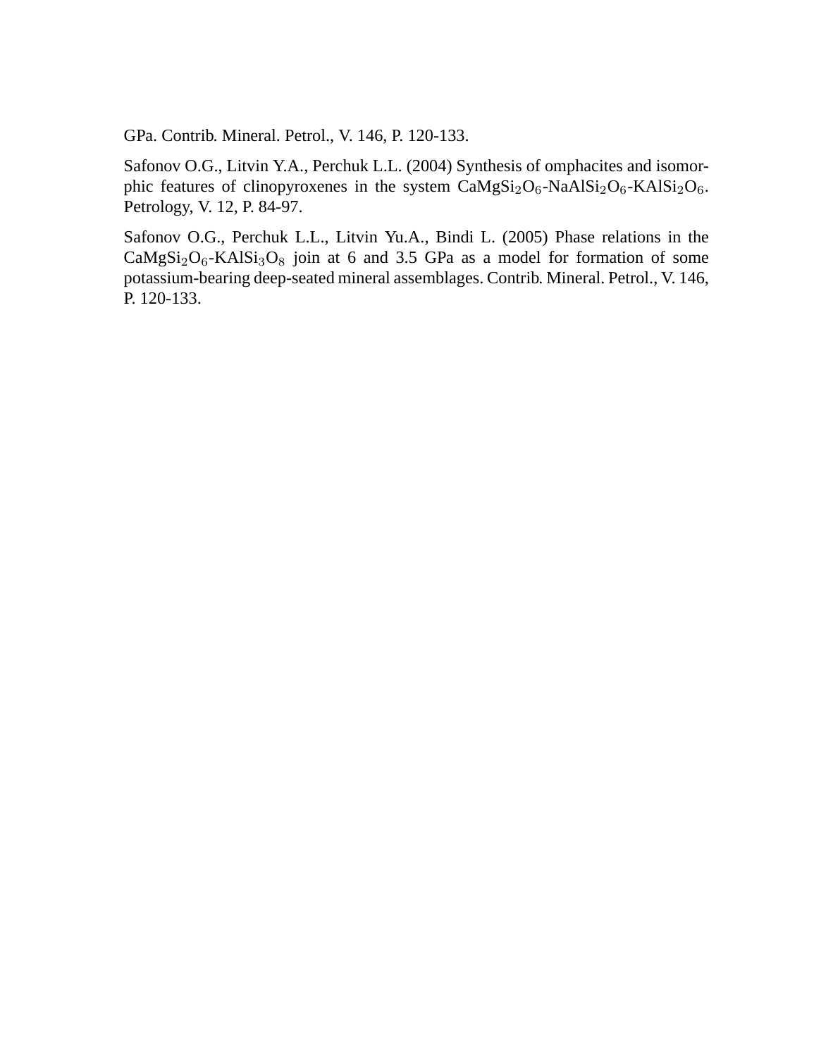GPa. Contrib. Mineral. Petrol., V. 146, P. 120-133.

Safonov O.G., Litvin Y.A., Perchuk L.L. (2004) Synthesis of omphacites and isomorphic features of clinopyroxenes in the system $CaMgSi_2O_6$-$NaAlSi_2O_6$-$KAlSi_2O_6$. Petrology, V. 12, P. 84-97.

Safonov O.G., Perchuk L.L., Litvin Yu.A., Bindi L. (2005) Phase relations in the $CaMgSi_2O_6$-$KAlSi_3O_8$ join at 6 and 3.5 GPa as a model for formation of some potassium-bearing deep-seated mineral assemblages. Contrib. Mineral. Petrol., V. 146, P. 120-133.